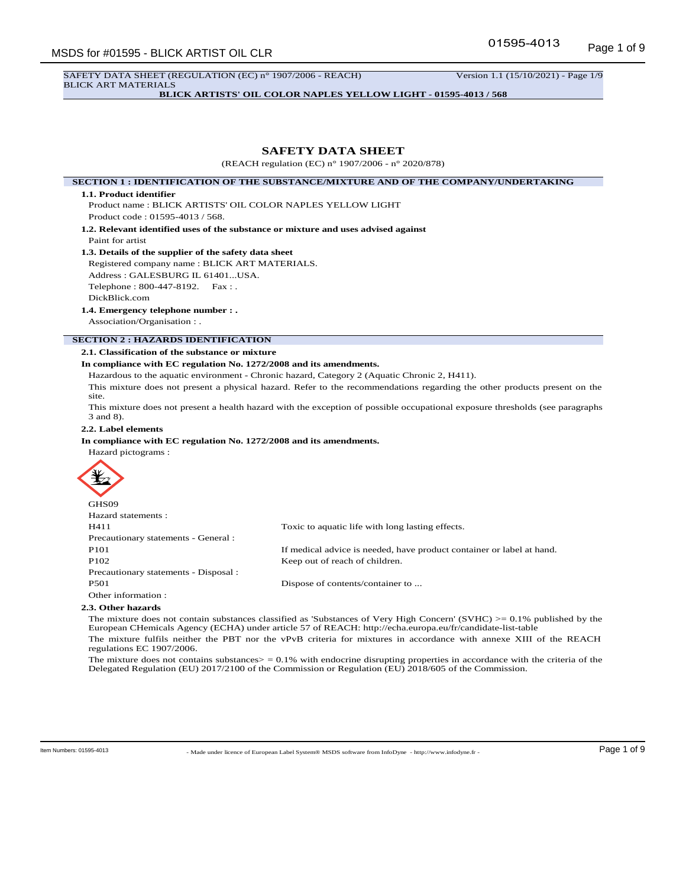SAFETY DATA SHEET (REGULATION (EC) n° 1907/2006 - REACH) Version 1.1 (15/10/2021) - Page 1/9
BLICK ART MATERIALS

**BLICK ARTISTS' OIL COLOR NAPLES YELLOW LIGHT - 01595-4013 / 568**

# SAFETY DATA SHEET

(REACH regulation (EC) n° 1907/2006 - n° 2020/878)

## SECTION 1 : IDENTIFICATION OF THE SUBSTANCE/MIXTURE AND OF THE COMPANY/UNDERTAKING

### 1.1. Product identifier

Product name : BLICK ARTISTS' OIL COLOR NAPLES YELLOW LIGHT

Product code : 01595-4013 / 568.

### 1.2. Relevant identified uses of the substance or mixture and uses advised against

Paint for artist

### 1.3. Details of the supplier of the safety data sheet

Registered company name : BLICK ART MATERIALS.

Address : GALESBURG IL 61401...USA.

Telephone : 800-447-8192. Fax : .

DickBlick.com

### 1.4. Emergency telephone number : .

Association/Organisation : .

## SECTION 2 : HAZARDS IDENTIFICATION

### 2.1. Classification of the substance or mixture

**In compliance with EC regulation No. 1272/2008 and its amendments.**

Hazardous to the aquatic environment - Chronic hazard, Category 2 (Aquatic Chronic 2, H411).

This mixture does not present a physical hazard. Refer to the recommendations regarding the other products present on the site.

This mixture does not present a health hazard with the exception of possible occupational exposure thresholds (see paragraphs 3 and 8).

### 2.2. Label elements

**In compliance with EC regulation No. 1272/2008 and its amendments.**

Hazard pictograms :

GHS09

| | |
|---|---|
| Hazard statements : | |
| H411 | Toxic to aquatic life with long lasting effects. |
| Precautionary statements - General : | |
| P101 | If medical advice is needed, have product container or label at hand. |
| P102 | Keep out of reach of children. |
| Precautionary statements - Disposal : | |
| P501 | Dispose of contents/container to ... |
| Other information : | |

### 2.3. Other hazards

The mixture does not contain substances classified as 'Substances of Very High Concern' (SVHC) >= 0.1% published by the European CHemicals Agency (ECHA) under article 57 of REACH: http://echa.europa.eu/fr/candidate-list-table

The mixture fulfils neither the PBT nor the vPvB criteria for mixtures in accordance with annexe XIII of the REACH regulations EC 1907/2006.

The mixture does not contains substances> = 0.1% with endocrine disrupting properties in accordance with the criteria of the Delegated Regulation (EU) 2017/2100 of the Commission or Regulation (EU) 2018/605 of the Commission.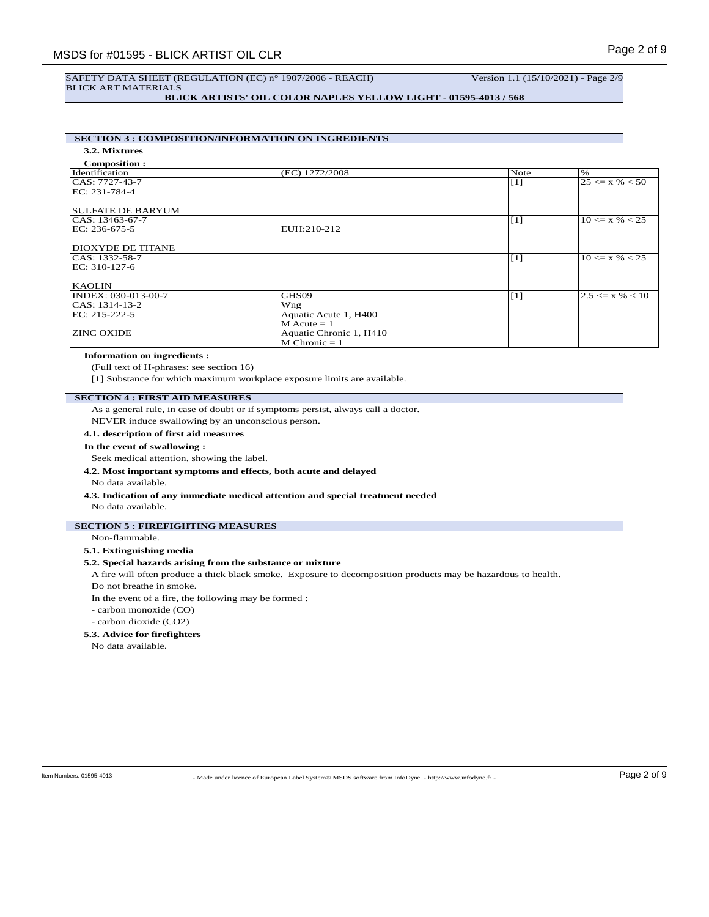SAFETY DATA SHEET (REGULATION (EC) n° 1907/2006 - REACH) Version 1.1 (15/10/2021) - Page 2/9
BLICK ART MATERIALS

**BLICK ARTISTS' OIL COLOR NAPLES YELLOW LIGHT - 01595-4013 / 568**

## SECTION 3 : COMPOSITION/INFORMATION ON INGREDIENTS

### 3.2. Mixtures

**Composition :**

| Identification | (EC) 1272/2008 | Note | % |
|---|---|---|---|
| CAS: 7727-43-7<br>EC: 231-784-4<br><br>SULFATE DE BARYUM | | [1] | 25 <= x % < 50 |
| CAS: 13463-67-7<br>EC: 236-675-5<br><br>DIOXYDE DE TITANE | EUH:210-212 | [1] | 10 <= x % < 25 |
| CAS: 1332-58-7<br>EC: 310-127-6<br><br>KAOLIN | | [1] | 10 <= x % < 25 |
| INDEX: 030-013-00-7<br>CAS: 1314-13-2<br>EC: 215-222-5<br><br>ZINC OXIDE | GHS09<br>Wng<br>Aquatic Acute 1, H400<br>M Acute = 1<br>Aquatic Chronic 1, H410<br>M Chronic = 1 | [1] | 2.5 <= x % < 10 |

**Information on ingredients :**

(Full text of H-phrases: see section 16)

[1] Substance for which maximum workplace exposure limits are available.

## SECTION 4 : FIRST AID MEASURES

As a general rule, in case of doubt or if symptoms persist, always call a doctor.

NEVER induce swallowing by an unconscious person.

### 4.1. description of first aid measures

**In the event of swallowing :**

Seek medical attention, showing the label.

### 4.2. Most important symptoms and effects, both acute and delayed

No data available.

### 4.3. Indication of any immediate medical attention and special treatment needed

No data available.

## SECTION 5 : FIREFIGHTING MEASURES

Non-flammable.

### 5.1. Extinguishing media

### 5.2. Special hazards arising from the substance or mixture

A fire will often produce a thick black smoke. Exposure to decomposition products may be hazardous to health.

Do not breathe in smoke.

In the event of a fire, the following may be formed :

- carbon monoxide (CO)
- carbon dioxide ($CO_2$)

### 5.3. Advice for firefighters

No data available.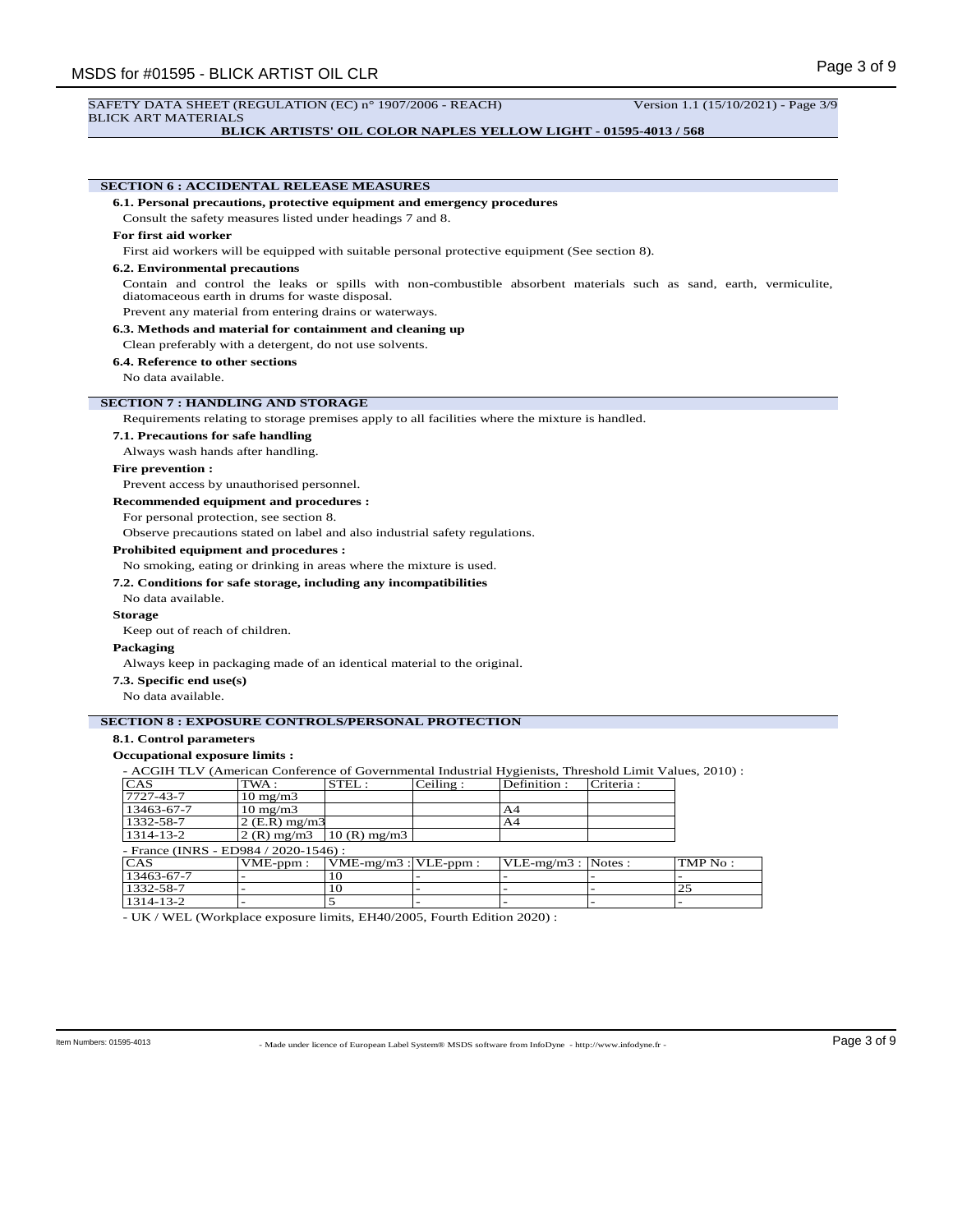SAFETY DATA SHEET (REGULATION (EC) n° 1907/2006 - REACH)

BLICK ART MATERIALS

**BLICK ARTISTS' OIL COLOR NAPLES YELLOW LIGHT - 01595-4013 / 568**

## SECTION 6 : ACCIDENTAL RELEASE MEASURES

### 6.1. Personal precautions, protective equipment and emergency procedures

Consult the safety measures listed under headings 7 and 8.

**For first aid worker**

First aid workers will be equipped with suitable personal protective equipment (See section 8).

### 6.2. Environmental precautions

Contain and control the leaks or spills with non-combustible absorbent materials such as sand, earth, vermiculite, diatomaceous earth in drums for waste disposal.

Prevent any material from entering drains or waterways.

### 6.3. Methods and material for containment and cleaning up

Clean preferably with a detergent, do not use solvents.

### 6.4. Reference to other sections

No data available.

## SECTION 7 : HANDLING AND STORAGE

Requirements relating to storage premises apply to all facilities where the mixture is handled.

### 7.1. Precautions for safe handling

Always wash hands after handling.

**Fire prevention :**

Prevent access by unauthorised personnel.

**Recommended equipment and procedures :**

For personal protection, see section 8.

Observe precautions stated on label and also industrial safety regulations.

**Prohibited equipment and procedures :**

No smoking, eating or drinking in areas where the mixture is used.

### 7.2. Conditions for safe storage, including any incompatibilities

No data available.

**Storage**

Keep out of reach of children.

**Packaging**

Always keep in packaging made of an identical material to the original.

### 7.3. Specific end use(s)

No data available.

## SECTION 8 : EXPOSURE CONTROLS/PERSONAL PROTECTION

### 8.1. Control parameters

**Occupational exposure limits :**

- ACGIH TLV (American Conference of Governmental Industrial Hygienists, Threshold Limit Values, 2010) :

| CAS | TWA : | STEL : | Ceiling : | Definition : | Criteria : |
|---|---|---|---|---|---|
| 7727-43-7 | 10 mg/m3 | | | | |
| 13463-67-7 | 10 mg/m3 | | | A4 | |
| 1332-58-7 | 2 (E.R) mg/m3 | | | A4 | |
| 1314-13-2 | 2 (R) mg/m3 | 10 (R) mg/m3 | | | |

- France (INRS - ED984 / 2020-1546) :

| CAS | VME-ppm : | VME-mg/m3 : | VLE-ppm : | VLE-mg/m3 : | Notes : | TMP No : |
|---|---|---|---|---|---|---|
| 13463-67-7 | - | 10 | - | - | - | - |
| 1332-58-7 | - | 10 | - | - | - | 25 |
| 1314-13-2 | - | 5 | - | - | - | - |

- UK / WEL (Workplace exposure limits, EH40/2005, Fourth Edition 2020) :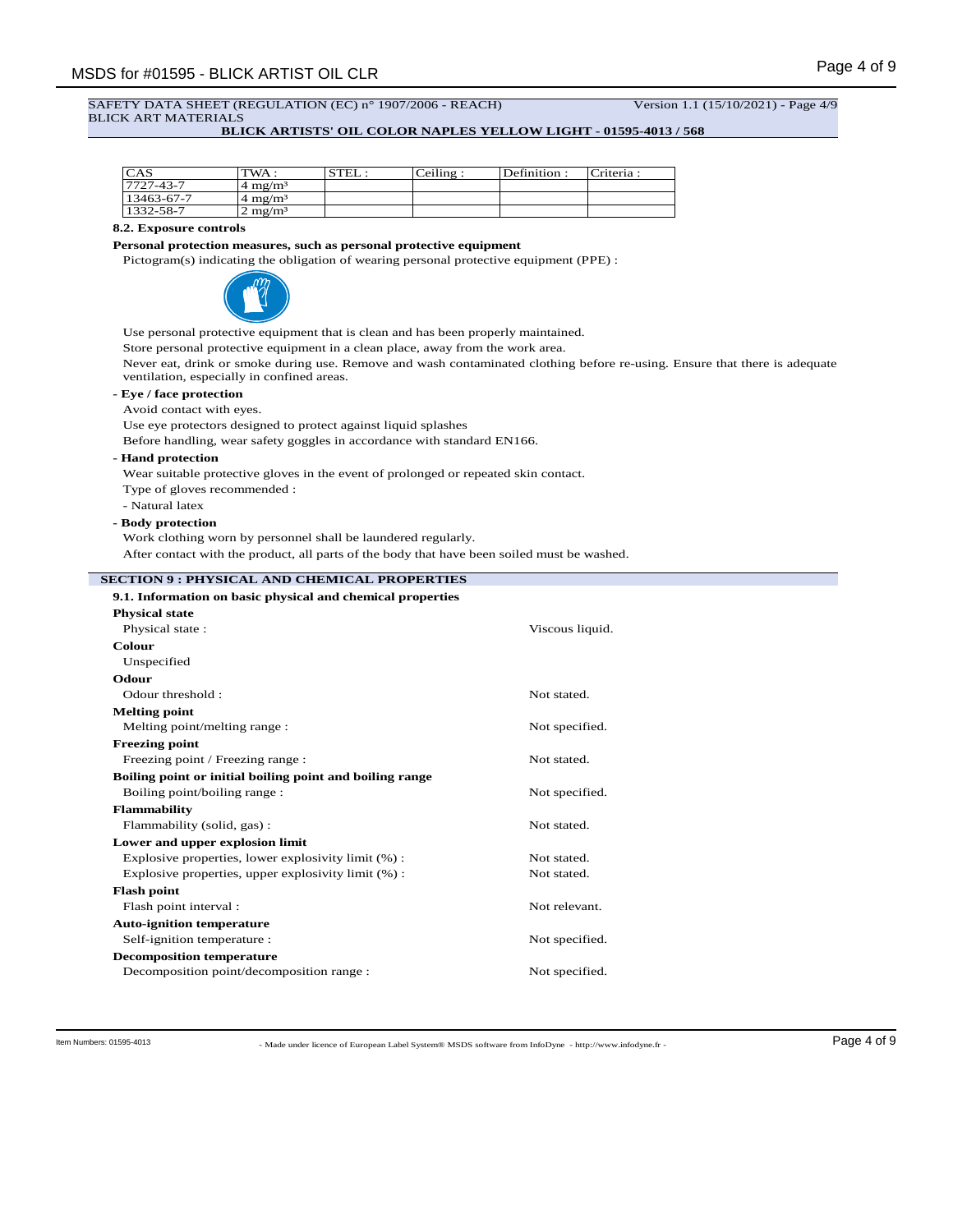SAFETY DATA SHEET (REGULATION (EC) n° 1907/2006 - REACH)
BLICK ART MATERIALS

Version 1.1 (15/10/2021) - Page 4/9

**BLICK ARTISTS' OIL COLOR NAPLES YELLOW LIGHT - 01595-4013 / 568**

| CAS | TWA : | STEL : | Ceiling : | Definition : | Criteria : |
|---|---|---|---|---|---|
| 7727-43-7 | 4 mg/m³ | | | | |
| 13463-67-7 | 4 mg/m³ | | | | |
| 1332-58-7 | 2 mg/m³ | | | | |

**8.2. Exposure controls**

**Personal protection measures, such as personal protective equipment**

Pictogram(s) indicating the obligation of wearing personal protective equipment (PPE) :

Use personal protective equipment that is clean and has been properly maintained.

Store personal protective equipment in a clean place, away from the work area.

Never eat, drink or smoke during use. Remove and wash contaminated clothing before re-using. Ensure that there is adequate ventilation, especially in confined areas.

**- Eye / face protection**

Avoid contact with eyes.

Use eye protectors designed to protect against liquid splashes

Before handling, wear safety goggles in accordance with standard EN166.

**- Hand protection**

Wear suitable protective gloves in the event of prolonged or repeated skin contact.

Type of gloves recommended :

- Natural latex

**- Body protection**

Work clothing worn by personnel shall be laundered regularly.

After contact with the product, all parts of the body that have been soiled must be washed.

## SECTION 9 : PHYSICAL AND CHEMICAL PROPERTIES

**9.1. Information on basic physical and chemical properties**

**Physical state**

Physical state : Viscous liquid.

**Colour**

Unspecified

**Odour**

Odour threshold : Not stated.

**Melting point**

Melting point/melting range : Not specified.

**Freezing point**

Freezing point / Freezing range : Not stated.

**Boiling point or initial boiling point and boiling range**

Boiling point/boiling range : Not specified.

**Flammability**

Flammability (solid, gas) : Not stated.

**Lower and upper explosion limit**

Explosive properties, lower explosivity limit (%) : Not stated.

Explosive properties, upper explosivity limit (%) : Not stated.

**Flash point**

Flash point interval : Not relevant.

**Auto-ignition temperature**

Self-ignition temperature : Not specified.

**Decomposition temperature**

Decomposition point/decomposition range : Not specified.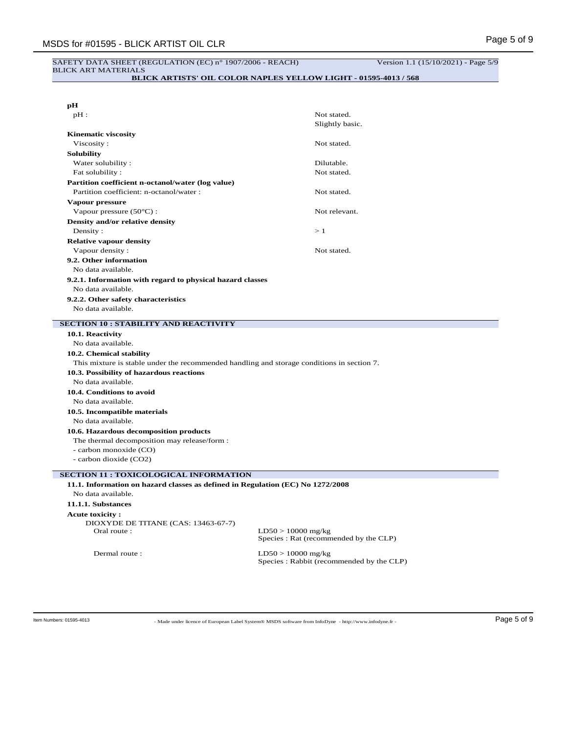SAFETY DATA SHEET (REGULATION (EC) n° 1907/2006 - REACH) Version 1.1 (15/10/2021) - Page 5/9
BLICK ART MATERIALS
**BLICK ARTISTS' OIL COLOR NAPLES YELLOW LIGHT - 01595-4013 / 568**

**pH**

| | |
|---|---|
| pH : | Not stated.<br>Slightly basic. |

**Kinematic viscosity**

| | |
|---|---|
| Viscosity : | Not stated. |

**Solubility**

| | |
|---|---|
| Water solubility : | Dilutable. |
| Fat solubility : | Not stated. |

**Partition coefficient n-octanol/water (log value)**

| | |
|---|---|
| Partition coefficient: n-octanol/water : | Not stated. |

**Vapour pressure**

| | |
|---|---|
| Vapour pressure (50°C) : | Not relevant. |

**Density and/or relative density**

| | |
|---|---|
| Density : | > 1 |

**Relative vapour density**

| | |
|---|---|
| Vapour density : | Not stated. |

**9.2. Other information**

No data available.

**9.2.1. Information with regard to physical hazard classes**

No data available.

**9.2.2. Other safety characteristics**

No data available.

## SECTION 10 : STABILITY AND REACTIVITY

**10.1. Reactivity**

No data available.

**10.2. Chemical stability**

This mixture is stable under the recommended handling and storage conditions in section 7.

**10.3. Possibility of hazardous reactions**

No data available.

**10.4. Conditions to avoid**

No data available.

**10.5. Incompatible materials**

No data available.

**10.6. Hazardous decomposition products**

The thermal decomposition may release/form :
- carbon monoxide (CO)
- carbon dioxide ($CO_2$)

## SECTION 11 : TOXICOLOGICAL INFORMATION

**11.1. Information on hazard classes as defined in Regulation (EC) No 1272/2008**

No data available.

**11.1.1. Substances**

**Acute toxicity :**

DIOXYDE DE TITANE (CAS: 13463-67-7)

| | |
|---|---|
| Oral route : | LD50 > 10000 mg/kg<br>Species : Rat (recommended by the CLP) |
| Dermal route : | LD50 > 10000 mg/kg<br>Species : Rabbit (recommended by the CLP) |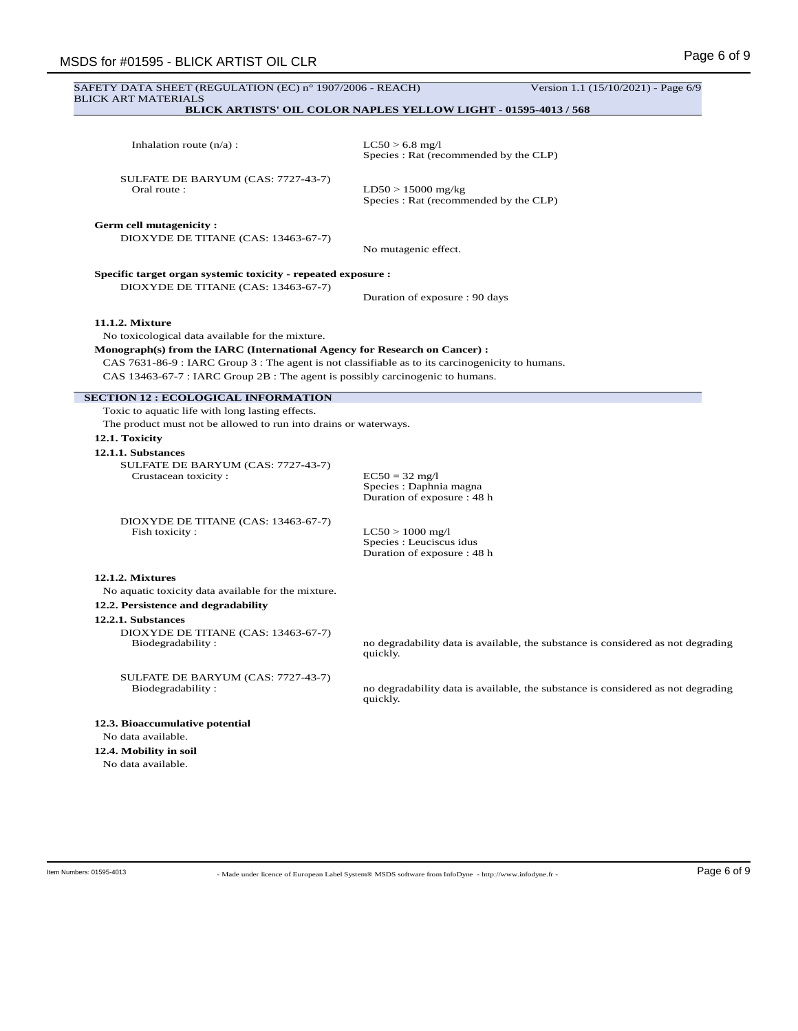SAFETY DATA SHEET (REGULATION (EC) n° 1907/2006 - REACH) Version 1.1 (15/10/2021) - Page 6/9
BLICK ART MATERIALS
**BLICK ARTISTS' OIL COLOR NAPLES YELLOW LIGHT - 01595-4013 / 568**

Inhalation route (n/a) : LC50 > 6.8 mg/l
Species : Rat (recommended by the CLP)

SULFATE DE BARYUM (CAS: 7727-43-7)
Oral route : LD50 > 15000 mg/kg
Species : Rat (recommended by the CLP)

**Germ cell mutagenicity :**

DIOXYDE DE TITANE (CAS: 13463-67-7)
No mutagenic effect.

**Specific target organ systemic toxicity - repeated exposure :**

DIOXYDE DE TITANE (CAS: 13463-67-7)
Duration of exposure : 90 days

**11.1.2. Mixture**

No toxicological data available for the mixture.

**Monograph(s) from the IARC (International Agency for Research on Cancer) :**

CAS 7631-86-9 : IARC Group 3 : The agent is not classifiable as to its carcinogenicity to humans.
CAS 13463-67-7 : IARC Group 2B : The agent is possibly carcinogenic to humans.

## SECTION 12 : ECOLOGICAL INFORMATION

Toxic to aquatic life with long lasting effects.
The product must not be allowed to run into drains or waterways.

**12.1. Toxicity**

**12.1.1. Substances**

SULFATE DE BARYUM (CAS: 7727-43-7)
Crustacean toxicity : EC50 = 32 mg/l
Species : Daphnia magna
Duration of exposure : 48 h

DIOXYDE DE TITANE (CAS: 13463-67-7)
Fish toxicity : LC50 > 1000 mg/l
Species : Leuciscus idus
Duration of exposure : 48 h

**12.1.2. Mixtures**

No aquatic toxicity data available for the mixture.

**12.2. Persistence and degradability**

**12.2.1. Substances**

DIOXYDE DE TITANE (CAS: 13463-67-7)
Biodegradability : no degradability data is available, the substance is considered as not degrading quickly.

SULFATE DE BARYUM (CAS: 7727-43-7)
Biodegradability : no degradability data is available, the substance is considered as not degrading quickly.

**12.3. Bioaccumulative potential**

No data available.

**12.4. Mobility in soil**

No data available.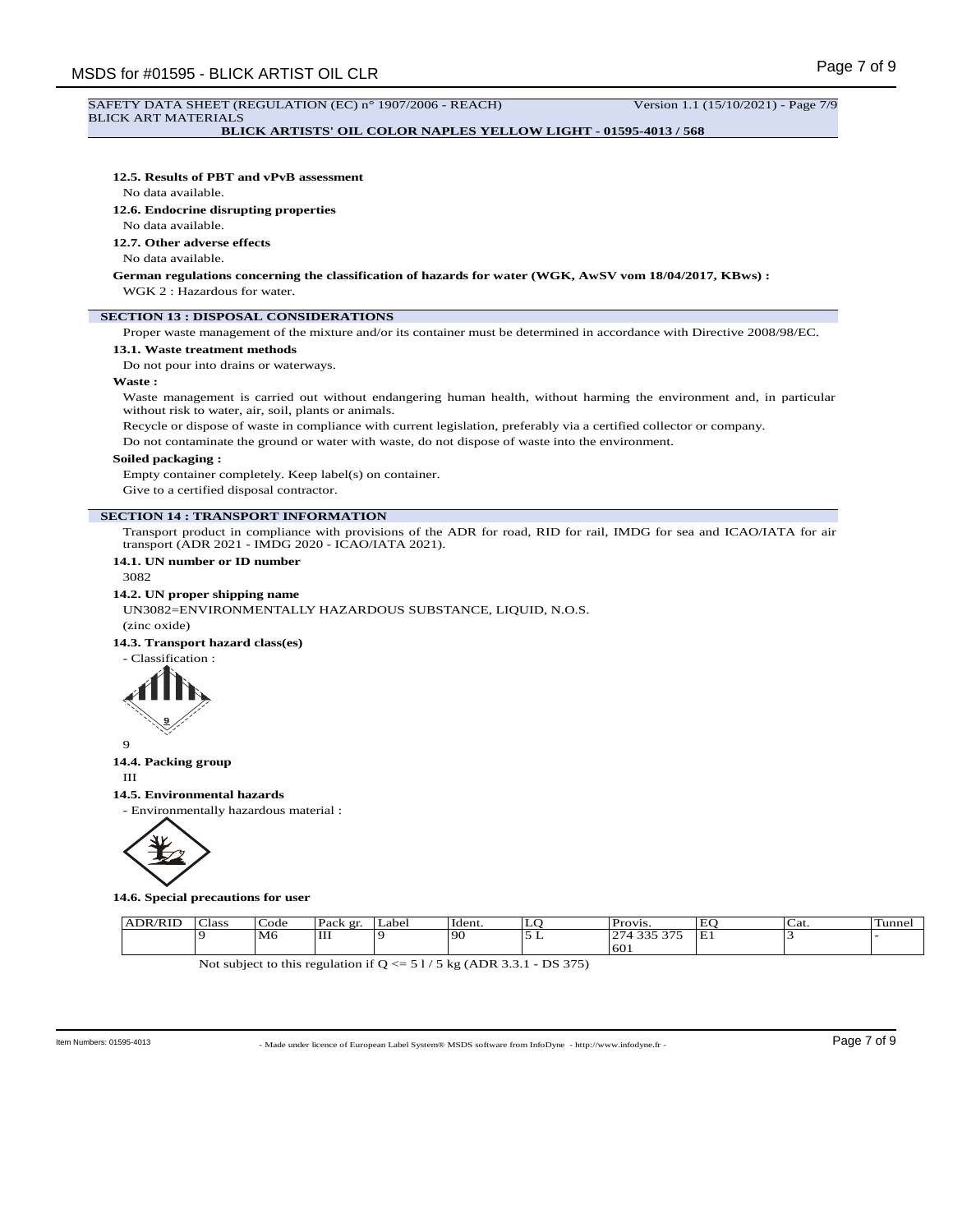SAFETY DATA SHEET (REGULATION (EC) n° 1907/2006 - REACH) Version 1.1 (15/10/2021) - Page 7/9
BLICK ART MATERIALS

**BLICK ARTISTS' OIL COLOR NAPLES YELLOW LIGHT - 01595-4013 / 568**

**12.5. Results of PBT and vPvB assessment**

No data available.

**12.6. Endocrine disrupting properties**

No data available.

**12.7. Other adverse effects**

No data available.

**German regulations concerning the classification of hazards for water (WGK, AwSV vom 18/04/2017, KBws) :**

WGK 2 : Hazardous for water.

## SECTION 13 : DISPOSAL CONSIDERATIONS

Proper waste management of the mixture and/or its container must be determined in accordance with Directive 2008/98/EC.

**13.1. Waste treatment methods**

Do not pour into drains or waterways.

**Waste :**

Waste management is carried out without endangering human health, without harming the environment and, in particular without risk to water, air, soil, plants or animals.

Recycle or dispose of waste in compliance with current legislation, preferably via a certified collector or company.

Do not contaminate the ground or water with waste, do not dispose of waste into the environment.

**Soiled packaging :**

Empty container completely. Keep label(s) on container.

Give to a certified disposal contractor.

## SECTION 14 : TRANSPORT INFORMATION

Transport product in compliance with provisions of the ADR for road, RID for rail, IMDG for sea and ICAO/IATA for air transport (ADR 2021 - IMDG 2020 - ICAO/IATA 2021).

**14.1. UN number or ID number**

3082

**14.2. UN proper shipping name**

UN3082=ENVIRONMENTALLY HAZARDOUS SUBSTANCE, LIQUID, N.O.S.

(zinc oxide)

**14.3. Transport hazard class(es)**

- Classification :

9

**14.4. Packing group**

III

**14.5. Environmental hazards**

- Environmentally hazardous material :

**14.6. Special precautions for user**

| ADR/RID | Class | Code | Pack gr. | Label | Ident. | LQ | Provis. | EQ | Cat. | Tunnel |
|---|---|---|---|---|---|---|---|---|---|---|
| | 9 | M6 | III | 9 | 90 | 5 L | 274 335 375 601 | E1 | 3 | - |

Not subject to this regulation if Q <= 5 l / 5 kg (ADR 3.3.1 - DS 375)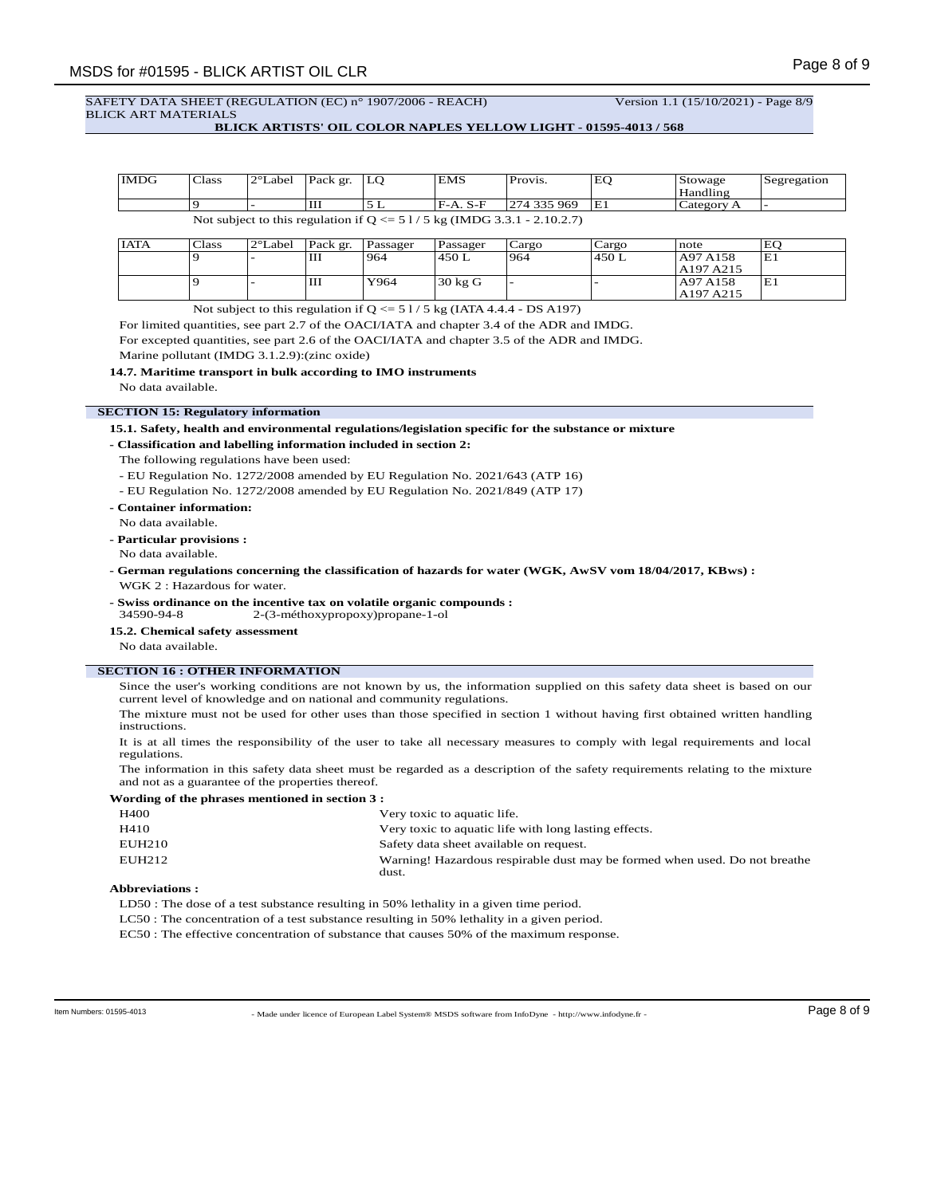SAFETY DATA SHEET (REGULATION (EC) n° 1907/2006 - REACH) Version 1.1 (15/10/2021) - Page 8/9
BLICK ART MATERIALS
**BLICK ARTISTS' OIL COLOR NAPLES YELLOW LIGHT - 01595-4013 / 568**

| IMDG | Class | 2°Label | Pack gr. | LQ | EMS | Provis. | EQ | Stowage Handling | Segregation |
|---|---|---|---|---|---|---|---|---|---|
| | 9 | - | III | 5 L | F-A. S-F | 274 335 969 | E1 | Category A | - |

Not subject to this regulation if Q <= 5 l / 5 kg (IMDG 3.3.1 - 2.10.2.7)

| IATA | Class | 2°Label | Pack gr. | Passager | Passager | Cargo | Cargo | note | EQ |
|---|---|---|---|---|---|---|---|---|---|
| | 9 | - | III | 964 | 450 L | 964 | 450 L | A97 A158 A197 A215 | E1 |
| | 9 | - | III | Y964 | 30 kg G | - | - | A97 A158 A197 A215 | E1 |

Not subject to this regulation if Q <= 5 l / 5 kg (IATA 4.4.4 - DS A197)

For limited quantities, see part 2.7 of the OACI/IATA and chapter 3.4 of the ADR and IMDG.

For excepted quantities, see part 2.6 of the OACI/IATA and chapter 3.5 of the ADR and IMDG.

Marine pollutant (IMDG 3.1.2.9):(zinc oxide)

**14.7. Maritime transport in bulk according to IMO instruments**

No data available.

## SECTION 15: Regulatory information

**15.1. Safety, health and environmental regulations/legislation specific for the substance or mixture**

**- Classification and labelling information included in section 2:**

The following regulations have been used:

- EU Regulation No. 1272/2008 amended by EU Regulation No. 2021/643 (ATP 16)
- EU Regulation No. 1272/2008 amended by EU Regulation No. 2021/849 (ATP 17)

**- Container information:**

No data available.

**- Particular provisions :**

No data available.

**- German regulations concerning the classification of hazards for water (WGK, AwSV vom 18/04/2017, KBws) :**

WGK 2 : Hazardous for water.

**- Swiss ordinance on the incentive tax on volatile organic compounds :**

34590-94-8 2-(3-méthoxypropoxy)propane-1-ol

**15.2. Chemical safety assessment**

No data available.

## SECTION 16 : OTHER INFORMATION

Since the user's working conditions are not known by us, the information supplied on this safety data sheet is based on our current level of knowledge and on national and community regulations.

The mixture must not be used for other uses than those specified in section 1 without having first obtained written handling instructions.

It is at all times the responsibility of the user to take all necessary measures to comply with legal requirements and local regulations.

The information in this safety data sheet must be regarded as a description of the safety requirements relating to the mixture and not as a guarantee of the properties thereof.

**Wording of the phrases mentioned in section 3 :**

| | |
|---|---|
| H400 | Very toxic to aquatic life. |
| H410 | Very toxic to aquatic life with long lasting effects. |
| EUH210 | Safety data sheet available on request. |
| EUH212 | Warning! Hazardous respirable dust may be formed when used. Do not breathe dust. |

**Abbreviations :**

LD50 : The dose of a test substance resulting in 50% lethality in a given time period.

LC50 : The concentration of a test substance resulting in 50% lethality in a given period.

EC50 : The effective concentration of substance that causes 50% of the maximum response.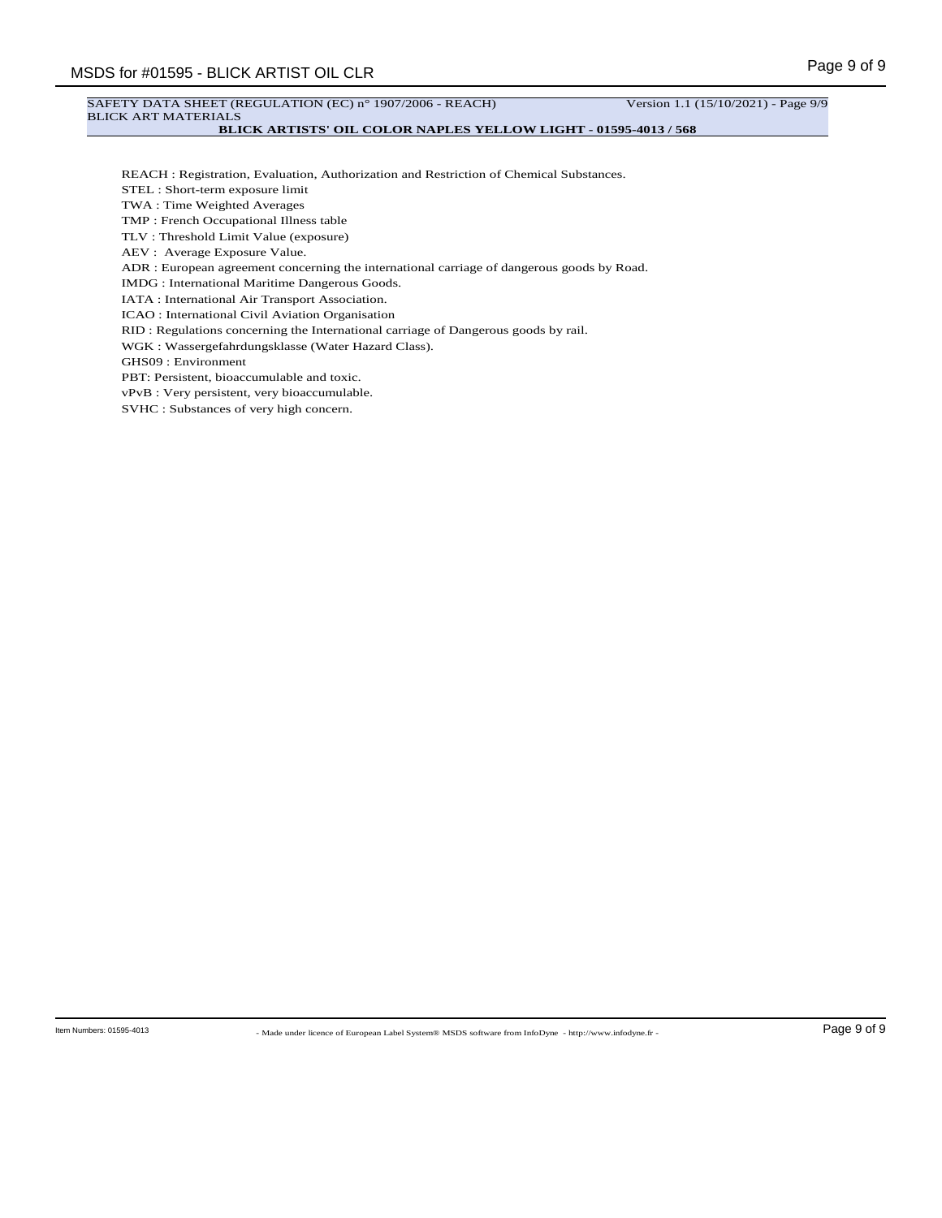REACH : Registration, Evaluation, Authorization and Restriction of Chemical Substances.

STEL : Short-term exposure limit

TWA : Time Weighted Averages

TMP : French Occupational Illness table

TLV : Threshold Limit Value (exposure)

AEV : Average Exposure Value.

ADR : European agreement concerning the international carriage of dangerous goods by Road.

IMDG : International Maritime Dangerous Goods.

IATA : International Air Transport Association.

ICAO : International Civil Aviation Organisation

RID : Regulations concerning the International carriage of Dangerous goods by rail.

WGK : Wassergefahrdungsklasse (Water Hazard Class).

GHS09 : Environment

PBT: Persistent, bioaccumulable and toxic.

vPvB : Very persistent, very bioaccumulable.

SVHC : Substances of very high concern.